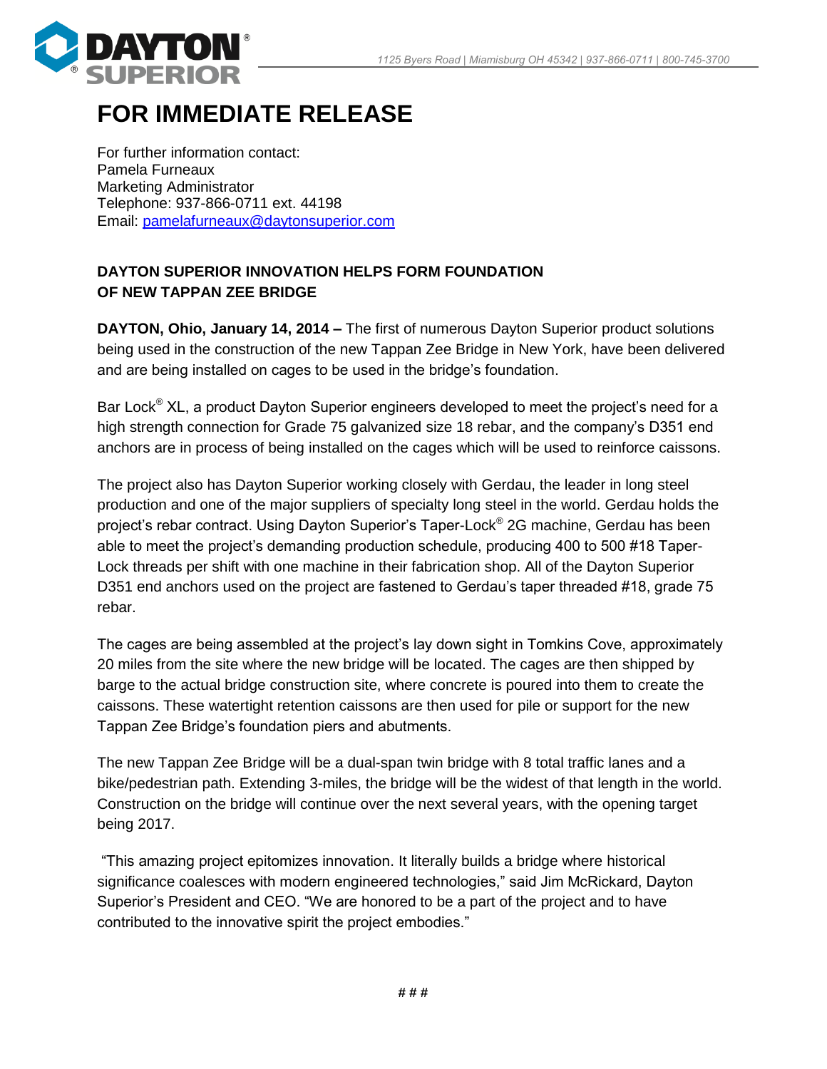DAYTON SUPERIOR

1125 Byers Road | Miamisburg OH 45342 | 937-866-0711 | 800-745-3700

# FOR IMMEDIATE RELEASE

For further information contact:
Pamela Furneaux
Marketing Administrator
Telephone: 937-866-0711 ext. 44198
Email: pamelafurneaux@daytonsuperior.com

**DAYTON SUPERIOR INNOVATION HELPS FORM FOUNDATION OF NEW TAPPAN ZEE BRIDGE**

**DAYTON, Ohio, January 14, 2014 –** The first of numerous Dayton Superior product solutions being used in the construction of the new Tappan Zee Bridge in New York, have been delivered and are being installed on cages to be used in the bridge's foundation.

Bar Lock® XL, a product Dayton Superior engineers developed to meet the project's need for a high strength connection for Grade 75 galvanized size 18 rebar, and the company's D351 end anchors are in process of being installed on the cages which will be used to reinforce caissons.

The project also has Dayton Superior working closely with Gerdau, the leader in long steel production and one of the major suppliers of specialty long steel in the world. Gerdau holds the project's rebar contract. Using Dayton Superior's Taper-Lock® 2G machine, Gerdau has been able to meet the project's demanding production schedule, producing 400 to 500 #18 Taper-Lock threads per shift with one machine in their fabrication shop. All of the Dayton Superior D351 end anchors used on the project are fastened to Gerdau's taper threaded #18, grade 75 rebar.

The cages are being assembled at the project's lay down sight in Tomkins Cove, approximately 20 miles from the site where the new bridge will be located. The cages are then shipped by barge to the actual bridge construction site, where concrete is poured into them to create the caissons. These watertight retention caissons are then used for pile or support for the new Tappan Zee Bridge's foundation piers and abutments.

The new Tappan Zee Bridge will be a dual-span twin bridge with 8 total traffic lanes and a bike/pedestrian path. Extending 3-miles, the bridge will be the widest of that length in the world. Construction on the bridge will continue over the next several years, with the opening target being 2017.

"This amazing project epitomizes innovation. It literally builds a bridge where historical significance coalesces with modern engineered technologies," said Jim McRickard, Dayton Superior's President and CEO. "We are honored to be a part of the project and to have contributed to the innovative spirit the project embodies."

# # #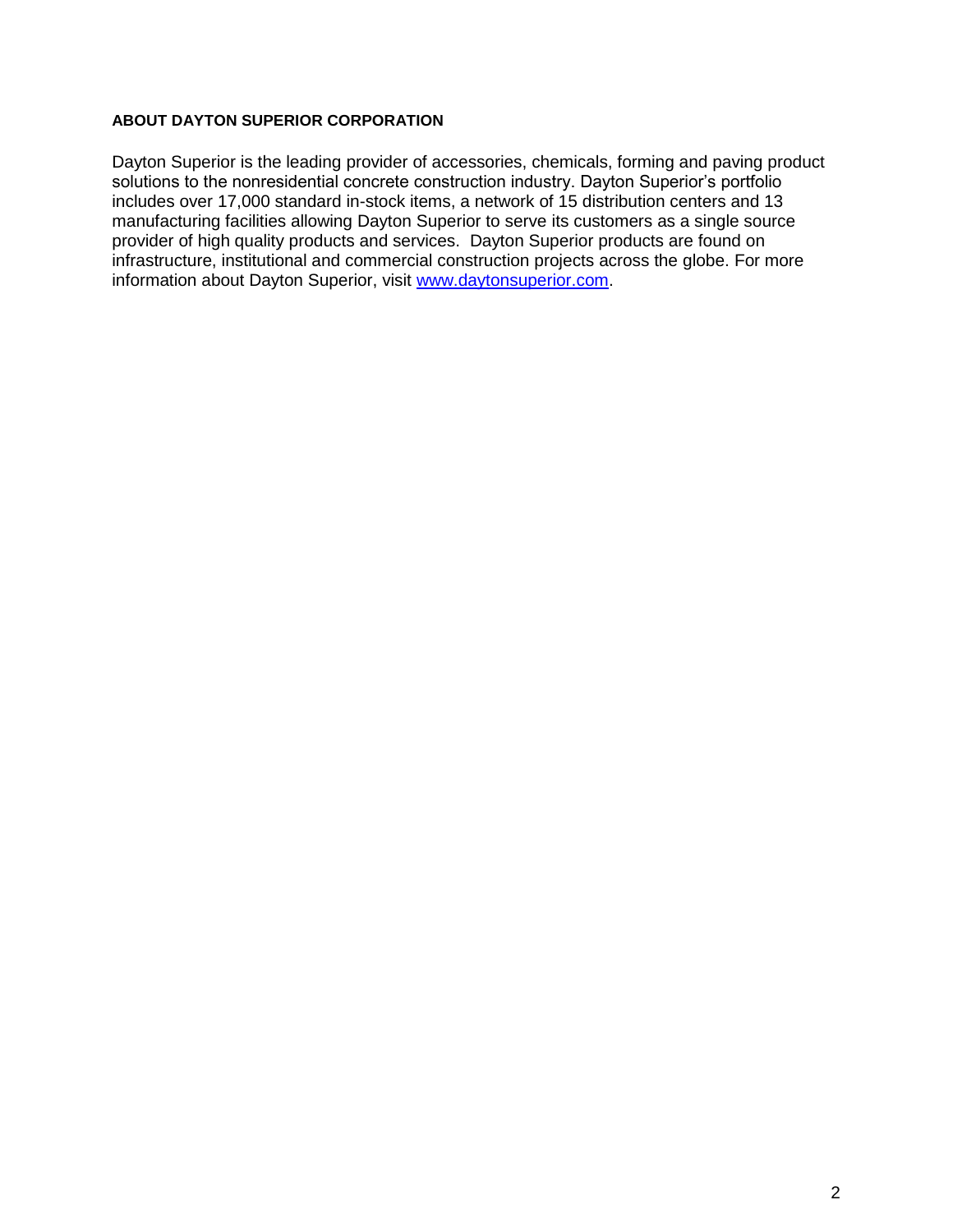**ABOUT DAYTON SUPERIOR CORPORATION**

Dayton Superior is the leading provider of accessories, chemicals, forming and paving product solutions to the nonresidential concrete construction industry. Dayton Superior's portfolio includes over 17,000 standard in-stock items, a network of 15 distribution centers and 13 manufacturing facilities allowing Dayton Superior to serve its customers as a single source provider of high quality products and services. Dayton Superior products are found on infrastructure, institutional and commercial construction projects across the globe. For more information about Dayton Superior, visit [www.daytonsuperior.com](http://www.daytonsuperior.com).